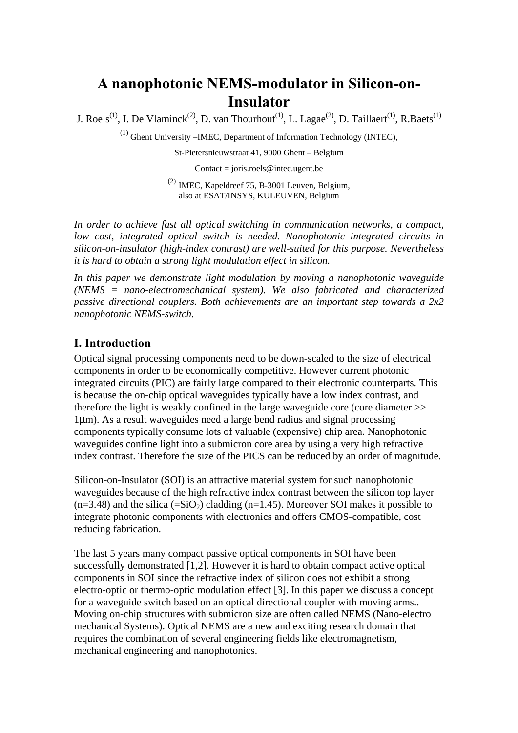# A nanophotonic NEMS-modulator in Silicon-on-Insulator

J. Roels[(1)], I. De Vlaminck[(2)], D. van Thourhout[(1)], L. Lagae[(2)], D. Taillaert[(1)], R.Baets[(1)]

[(1)] Ghent University –IMEC, Department of Information Technology (INTEC),

St-Pietersnieuwstraat 41, 9000 Ghent – Belgium

Contact = joris.roels@intec.ugent.be

[(2)] IMEC, Kapeldreef 75, B-3001 Leuven, Belgium,
also at ESAT/INSYS, KULEUVEN, Belgium

*In order to achieve fast all optical switching in communication networks, a compact, low cost, integrated optical switch is needed. Nanophotonic integrated circuits in silicon-on-insulator (high-index contrast) are well-suited for this purpose. Nevertheless it is hard to obtain a strong light modulation effect in silicon.*

*In this paper we demonstrate light modulation by moving a nanophotonic waveguide (NEMS = nano-electromechanical system). We also fabricated and characterized passive directional couplers. Both achievements are an important step towards a 2x2 nanophotonic NEMS-switch.*

## I. Introduction

Optical signal processing components need to be down-scaled to the size of electrical components in order to be economically competitive. However current photonic integrated circuits (PIC) are fairly large compared to their electronic counterparts. This is because the on-chip optical waveguides typically have a low index contrast, and therefore the light is weakly confined in the large waveguide core (core diameter >> 1μm). As a result waveguides need a large bend radius and signal processing components typically consume lots of valuable (expensive) chip area. Nanophotonic waveguides confine light into a submicron core area by using a very high refractive index contrast. Therefore the size of the PICS can be reduced by an order of magnitude.

Silicon-on-Insulator (SOI) is an attractive material system for such nanophotonic waveguides because of the high refractive index contrast between the silicon top layer (n=3.48) and the silica (=$SiO_2$) cladding (n=1.45). Moreover SOI makes it possible to integrate photonic components with electronics and offers CMOS-compatible, cost reducing fabrication.

The last 5 years many compact passive optical components in SOI have been successfully demonstrated [1,2]. However it is hard to obtain compact active optical components in SOI since the refractive index of silicon does not exhibit a strong electro-optic or thermo-optic modulation effect [3]. In this paper we discuss a concept for a waveguide switch based on an optical directional coupler with moving arms.. Moving on-chip structures with submicron size are often called NEMS (Nano-electro mechanical Systems). Optical NEMS are a new and exciting research domain that requires the combination of several engineering fields like electromagnetism, mechanical engineering and nanophotonics.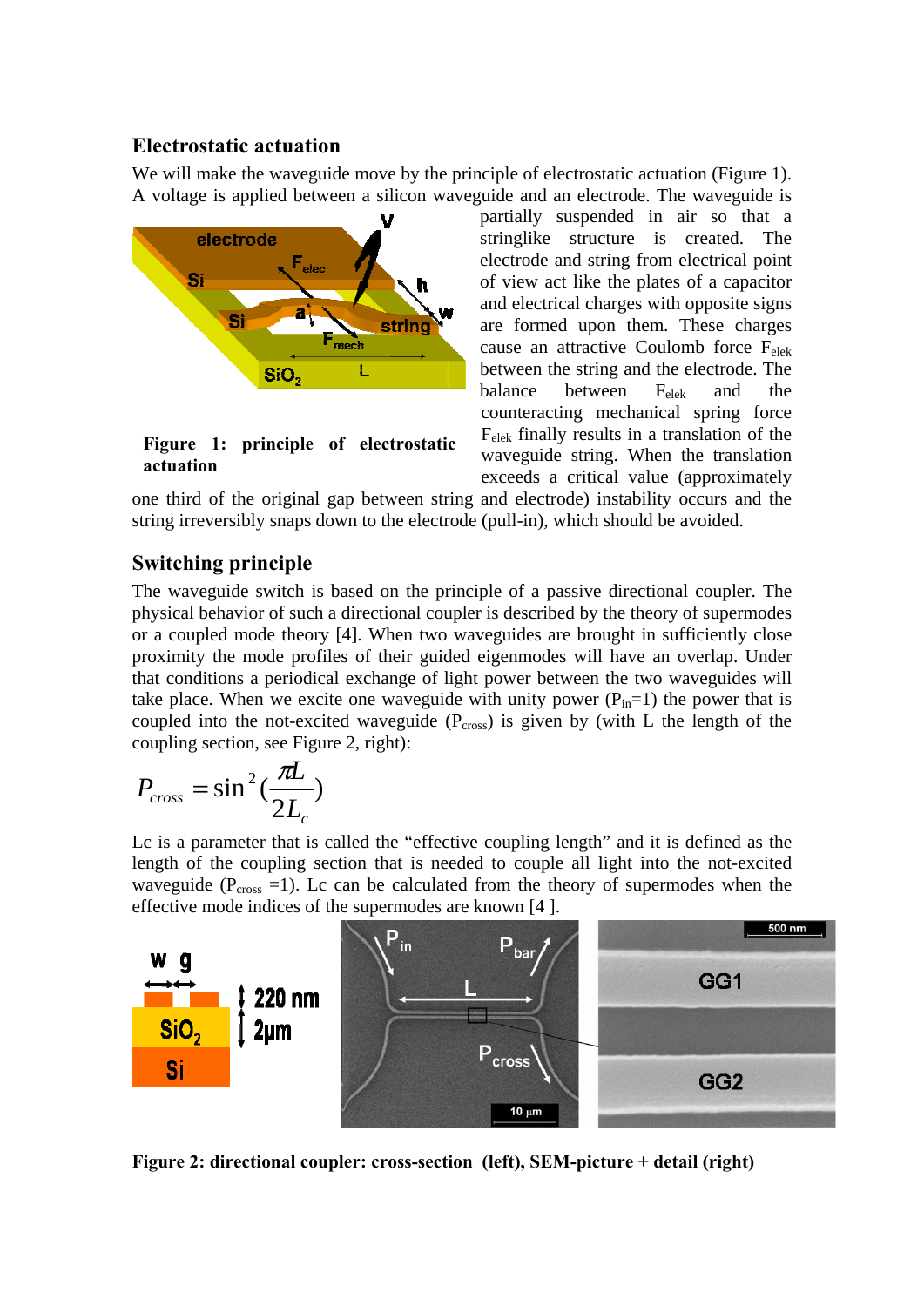## Electrostatic actuation

We will make the waveguide move by the principle of electrostatic actuation (Figure 1). A voltage is applied between a silicon waveguide and an electrode. The waveguide is partially suspended in air so that a stringlike structure is created. The electrode and string from electrical point of view act like the plates of a capacitor and electrical charges with opposite signs are formed upon them. These charges cause an attractive Coulomb force $F_{elek}$ between the string and the electrode. The balance between $F_{elek}$ and the counteracting mechanical spring force $F_{elek}$ finally results in a translation of the waveguide string. When the translation exceeds a critical value (approximately one third of the original gap between string and electrode) instability occurs and the string irreversibly snaps down to the electrode (pull-in), which should be avoided.

**Figure 1: principle of electrostatic actuation**

## Switching principle

The waveguide switch is based on the principle of a passive directional coupler. The physical behavior of such a directional coupler is described by the theory of supermodes or a coupled mode theory [4]. When two waveguides are brought in sufficiently close proximity the mode profiles of their guided eigenmodes will have an overlap. Under that conditions a periodical exchange of light power between the two waveguides will take place. When we excite one waveguide with unity power ($P_{in}$=1) the power that is coupled into the not-excited waveguide ($P_{cross}$) is given by (with L the length of the coupling section, see Figure 2, right):

$$P_{cross} = \sin^2\left(\frac{\pi L}{2L_c}\right)$$

Lc is a parameter that is called the "effective coupling length" and it is defined as the length of the coupling section that is needed to couple all light into the not-excited waveguide ($P_{cross}$ =1). Lc can be calculated from the theory of supermodes when the effective mode indices of the supermodes are known [4 ].

**Figure 2: directional coupler: cross-section (left), SEM-picture + detail (right)**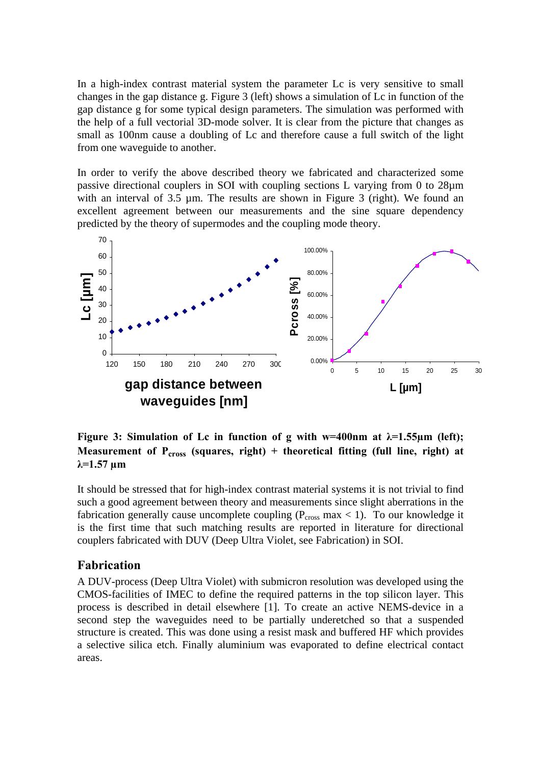In a high-index contrast material system the parameter Lc is very sensitive to small changes in the gap distance g. Figure 3 (left) shows a simulation of Lc in function of the gap distance g for some typical design parameters. The simulation was performed with the help of a full vectorial 3D-mode solver. It is clear from the picture that changes as small as 100nm cause a doubling of Lc and therefore cause a full switch of the light from one waveguide to another.

In order to verify the above described theory we fabricated and characterized some passive directional couplers in SOI with coupling sections L varying from 0 to 28µm with an interval of 3.5 µm. The results are shown in Figure 3 (right). We found an excellent agreement between our measurements and the sine square dependency predicted by the theory of supermodes and the coupling mode theory.

**Figure 3: Simulation of Lc in function of g with w=400nm at λ=1.55µm (left); Measurement of $P_{cross}$ (squares, right) + theoretical fitting (full line, right) at λ=1.57 µm**

It should be stressed that for high-index contrast material systems it is not trivial to find such a good agreement between theory and measurements since slight aberrations in the fabrication generally cause uncomplete coupling ($P_{cross}$ max < 1). To our knowledge it is the first time that such matching results are reported in literature for directional couplers fabricated with DUV (Deep Ultra Violet, see Fabrication) in SOI.

## Fabrication

A DUV-process (Deep Ultra Violet) with submicron resolution was developed using the CMOS-facilities of IMEC to define the required patterns in the top silicon layer. This process is described in detail elsewhere [1]. To create an active NEMS-device in a second step the waveguides need to be partially underetched so that a suspended structure is created. This was done using a resist mask and buffered HF which provides a selective silica etch. Finally aluminium was evaporated to define electrical contact areas.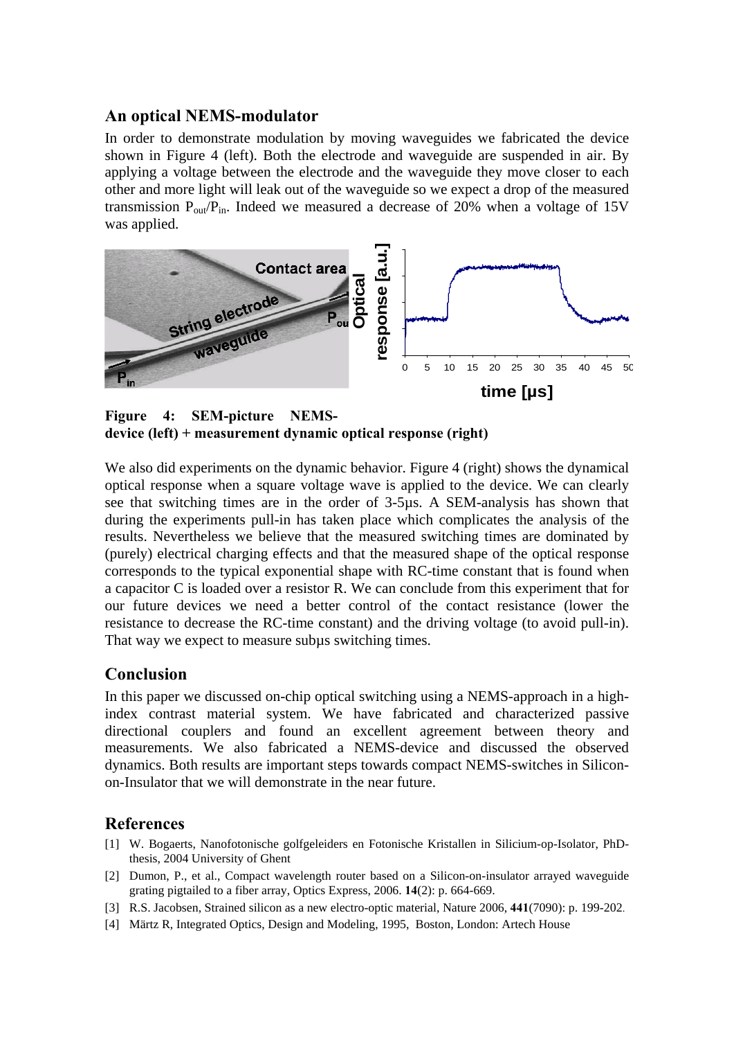## An optical NEMS-modulator

In order to demonstrate modulation by moving waveguides we fabricated the device shown in Figure 4 (left). Both the electrode and waveguide are suspended in air. By applying a voltage between the electrode and the waveguide they move closer to each other and more light will leak out of the waveguide so we expect a drop of the measured transmission $P_{out}/P_{in}$. Indeed we measured a decrease of 20% when a voltage of 15V was applied.

Contact area
String electrode
waveguide
$P_{in}$
$P_{ou}$

Optical response [a.u.]
0 5 10 15 20 25 30 35 40 45 50
time [µs]

**Figure 4: SEM-picture NEMS-device (left) + measurement dynamic optical response (right)**

We also did experiments on the dynamic behavior. Figure 4 (right) shows the dynamical optical response when a square voltage wave is applied to the device. We can clearly see that switching times are in the order of 3-5µs. A SEM-analysis has shown that during the experiments pull-in has taken place which complicates the analysis of the results. Nevertheless we believe that the measured switching times are dominated by (purely) electrical charging effects and that the measured shape of the optical response corresponds to the typical exponential shape with RC-time constant that is found when a capacitor C is loaded over a resistor R. We can conclude from this experiment that for our future devices we need a better control of the contact resistance (lower the resistance to decrease the RC-time constant) and the driving voltage (to avoid pull-in). That way we expect to measure subµs switching times.

## Conclusion

In this paper we discussed on-chip optical switching using a NEMS-approach in a high-index contrast material system. We have fabricated and characterized passive directional couplers and found an excellent agreement between theory and measurements. We also fabricated a NEMS-device and discussed the observed dynamics. Both results are important steps towards compact NEMS-switches in Silicon-on-Insulator that we will demonstrate in the near future.

## References

[1] W. Bogaerts, Nanofotonische golfgeleiders en Fotonische Kristallen in Silicium-op-Isolator, PhD-thesis, 2004 University of Ghent

[2] Dumon, P., et al., Compact wavelength router based on a Silicon-on-insulator arrayed waveguide grating pigtailed to a fiber array, Optics Express, 2006. **14**(2): p. 664-669.

[3] R.S. Jacobsen, Strained silicon as a new electro-optic material, Nature 2006, **441**(7090): p. 199-202.

[4] Märtz R, Integrated Optics, Design and Modeling, 1995, Boston, London: Artech House